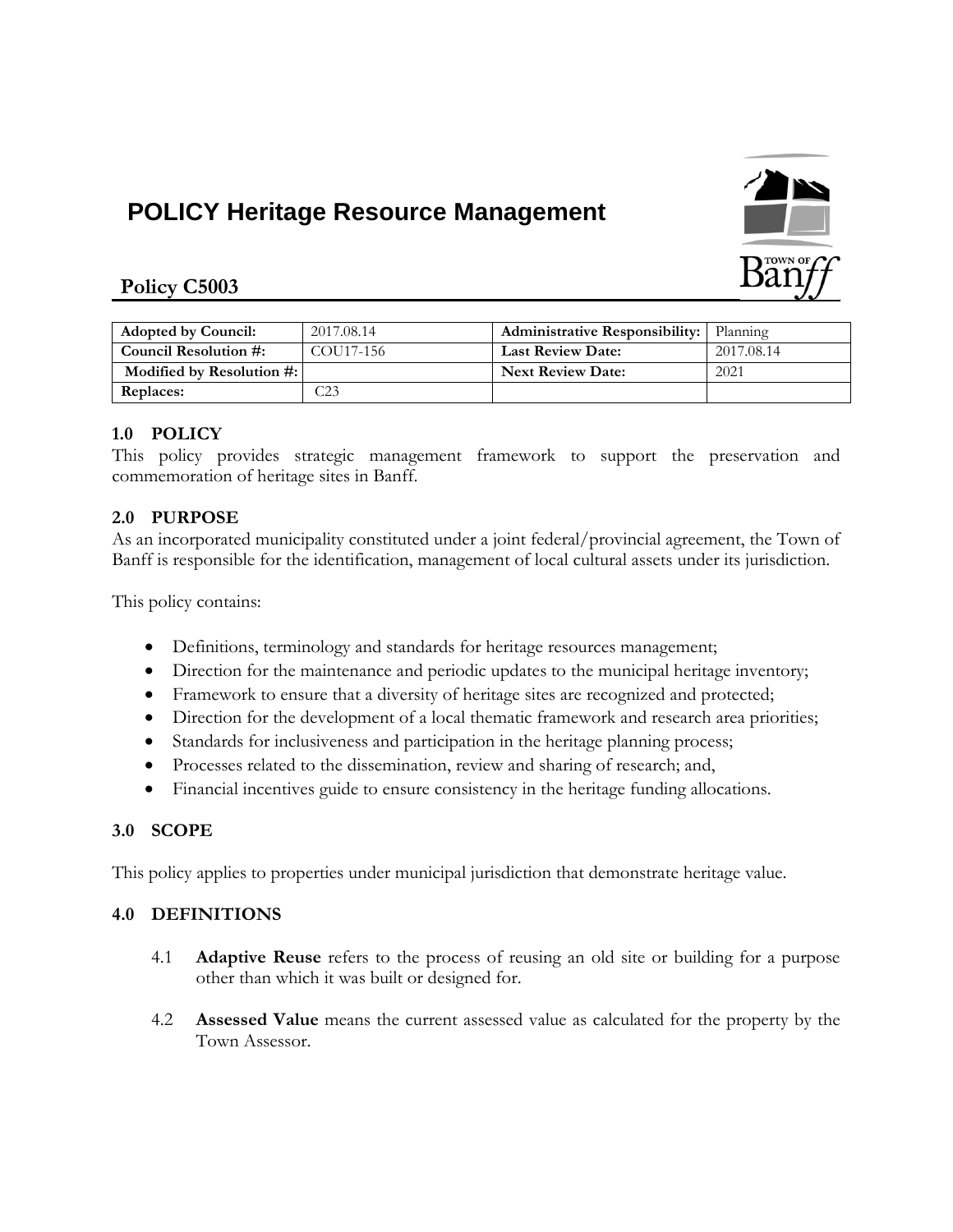# POLICY Heritage Resource Management

## Policy C5003

| Adopted by Council: | 2017.08.14 | Administrative Responsibility: | Planning |
|---|---|---|---|
| Council Resolution #: | COU17-156 | Last Review Date: | 2017.08.14 |
| Modified by Resolution #: | | Next Review Date: | 2021 |
| Replaces: | C23 | | |

### 1.0 POLICY

This policy provides strategic management framework to support the preservation and commemoration of heritage sites in Banff.

### 2.0 PURPOSE

As an incorporated municipality constituted under a joint federal/provincial agreement, the Town of Banff is responsible for the identification, management of local cultural assets under its jurisdiction.

This policy contains:

- Definitions, terminology and standards for heritage resources management;
- Direction for the maintenance and periodic updates to the municipal heritage inventory;
- Framework to ensure that a diversity of heritage sites are recognized and protected;
- Direction for the development of a local thematic framework and research area priorities;
- Standards for inclusiveness and participation in the heritage planning process;
- Processes related to the dissemination, review and sharing of research; and,
- Financial incentives guide to ensure consistency in the heritage funding allocations.

### 3.0 SCOPE

This policy applies to properties under municipal jurisdiction that demonstrate heritage value.

### 4.0 DEFINITIONS

4.1 **Adaptive Reuse** refers to the process of reusing an old site or building for a purpose other than which it was built or designed for.

4.2 **Assessed Value** means the current assessed value as calculated for the property by the Town Assessor.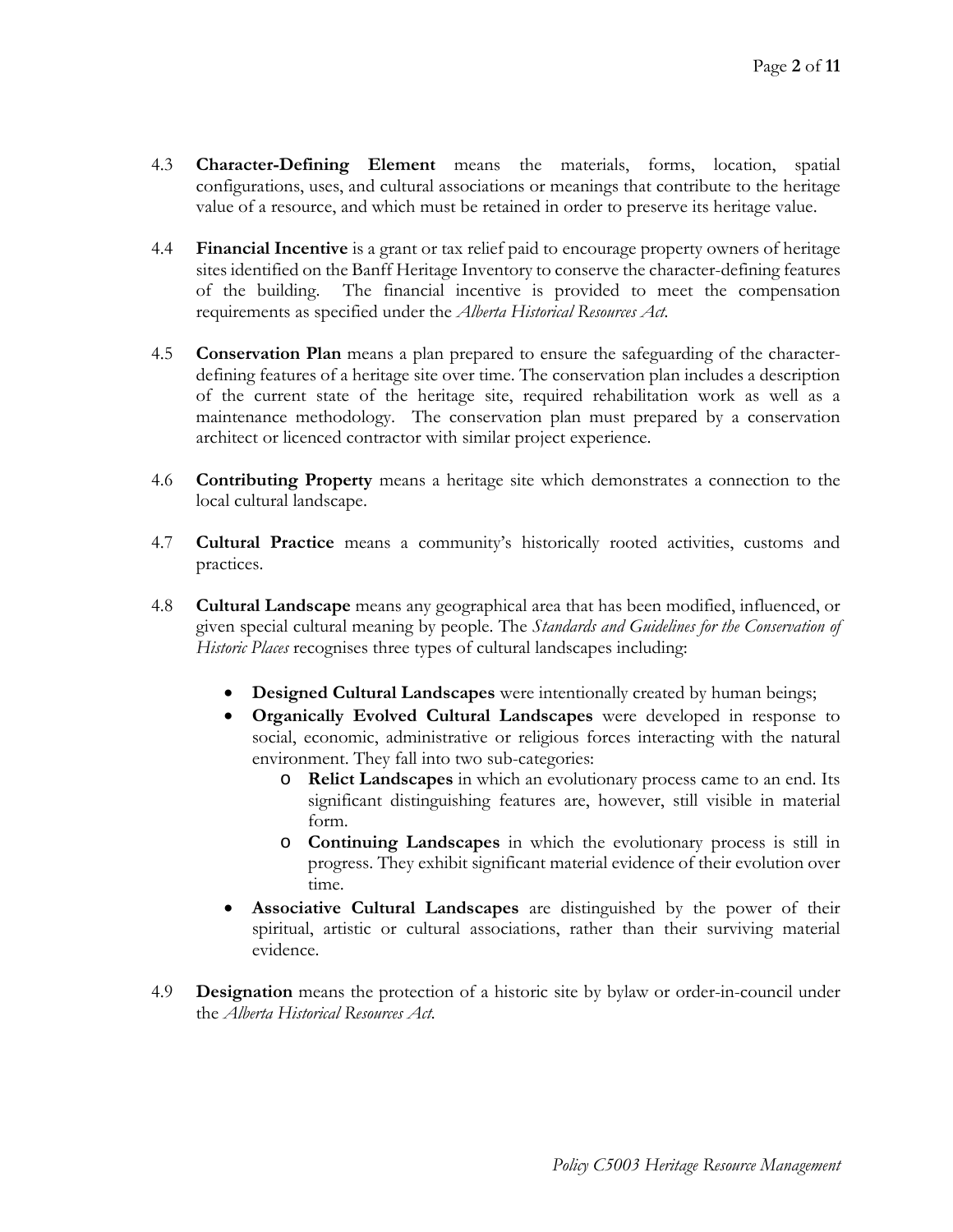4.3 **Character-Defining Element** means the materials, forms, location, spatial configurations, uses, and cultural associations or meanings that contribute to the heritage value of a resource, and which must be retained in order to preserve its heritage value.

4.4 **Financial Incentive** is a grant or tax relief paid to encourage property owners of heritage sites identified on the Banff Heritage Inventory to conserve the character-defining features of the building. The financial incentive is provided to meet the compensation requirements as specified under the *Alberta Historical Resources Act*.

4.5 **Conservation Plan** means a plan prepared to ensure the safeguarding of the character-defining features of a heritage site over time. The conservation plan includes a description of the current state of the heritage site, required rehabilitation work as well as a maintenance methodology. The conservation plan must prepared by a conservation architect or licenced contractor with similar project experience.

4.6 **Contributing Property** means a heritage site which demonstrates a connection to the local cultural landscape.

4.7 **Cultural Practice** means a community's historically rooted activities, customs and practices.

4.8 **Cultural Landscape** means any geographical area that has been modified, influenced, or given special cultural meaning by people. The *Standards and Guidelines for the Conservation of Historic Places* recognises three types of cultural landscapes including:

- **Designed Cultural Landscapes** were intentionally created by human beings;
- **Organically Evolved Cultural Landscapes** were developed in response to social, economic, administrative or religious forces interacting with the natural environment. They fall into two sub-categories:
  - **Relict Landscapes** in which an evolutionary process came to an end. Its significant distinguishing features are, however, still visible in material form.
  - **Continuing Landscapes** in which the evolutionary process is still in progress. They exhibit significant material evidence of their evolution over time.
- **Associative Cultural Landscapes** are distinguished by the power of their spiritual, artistic or cultural associations, rather than their surviving material evidence.

4.9 **Designation** means the protection of a historic site by bylaw or order-in-council under the *Alberta Historical Resources Act*.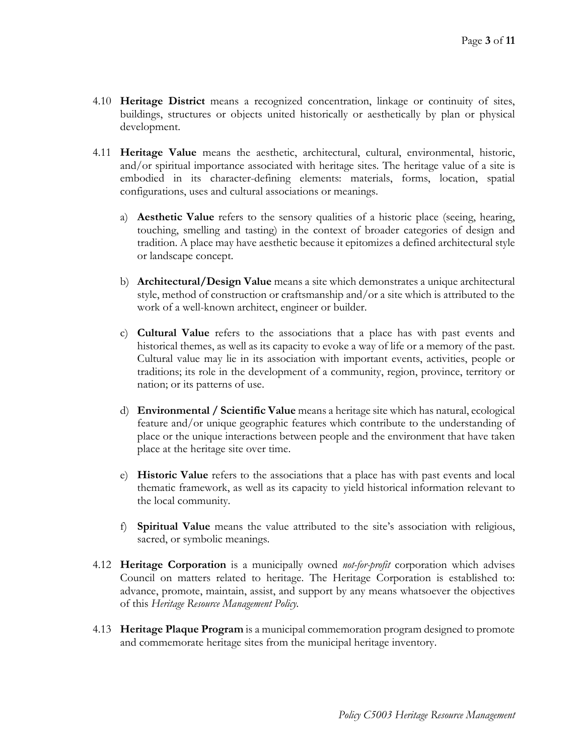4.10 **Heritage District** means a recognized concentration, linkage or continuity of sites, buildings, structures or objects united historically or aesthetically by plan or physical development.

4.11 **Heritage Value** means the aesthetic, architectural, cultural, environmental, historic, and/or spiritual importance associated with heritage sites. The heritage value of a site is embodied in its character-defining elements: materials, forms, location, spatial configurations, uses and cultural associations or meanings.

a) **Aesthetic Value** refers to the sensory qualities of a historic place (seeing, hearing, touching, smelling and tasting) in the context of broader categories of design and tradition. A place may have aesthetic because it epitomizes a defined architectural style or landscape concept.

b) **Architectural/Design Value** means a site which demonstrates a unique architectural style, method of construction or craftsmanship and/or a site which is attributed to the work of a well-known architect, engineer or builder.

c) **Cultural Value** refers to the associations that a place has with past events and historical themes, as well as its capacity to evoke a way of life or a memory of the past. Cultural value may lie in its association with important events, activities, people or traditions; its role in the development of a community, region, province, territory or nation; or its patterns of use.

d) **Environmental / Scientific Value** means a heritage site which has natural, ecological feature and/or unique geographic features which contribute to the understanding of place or the unique interactions between people and the environment that have taken place at the heritage site over time.

e) **Historic Value** refers to the associations that a place has with past events and local thematic framework, as well as its capacity to yield historical information relevant to the local community.

f) **Spiritual Value** means the value attributed to the site's association with religious, sacred, or symbolic meanings.

4.12 **Heritage Corporation** is a municipally owned *not-for-profit* corporation which advises Council on matters related to heritage. The Heritage Corporation is established to: advance, promote, maintain, assist, and support by any means whatsoever the objectives of this *Heritage Resource Management Policy.*

4.13 **Heritage Plaque Program** is a municipal commemoration program designed to promote and commemorate heritage sites from the municipal heritage inventory.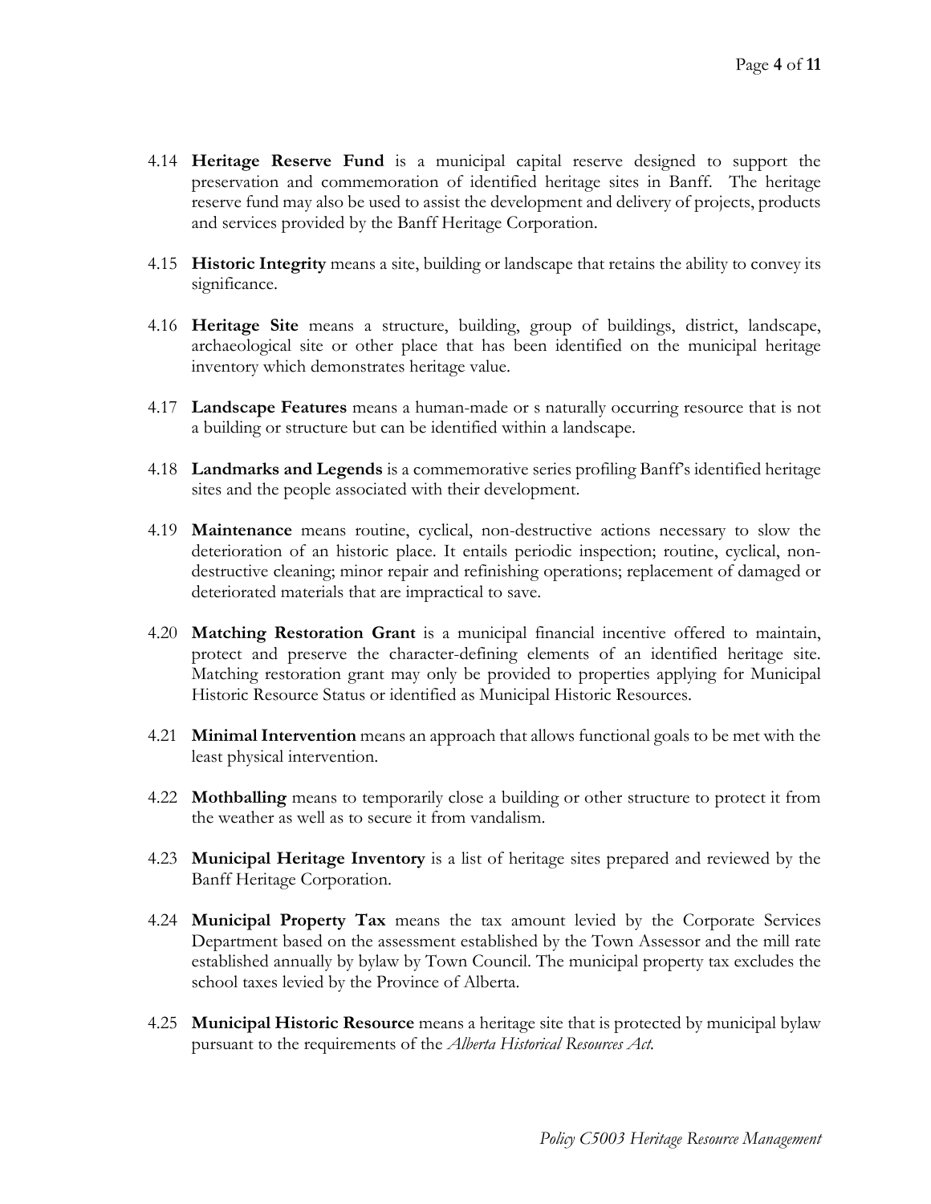4.14 **Heritage Reserve Fund** is a municipal capital reserve designed to support the preservation and commemoration of identified heritage sites in Banff. The heritage reserve fund may also be used to assist the development and delivery of projects, products and services provided by the Banff Heritage Corporation.

4.15 **Historic Integrity** means a site, building or landscape that retains the ability to convey its significance.

4.16 **Heritage Site** means a structure, building, group of buildings, district, landscape, archaeological site or other place that has been identified on the municipal heritage inventory which demonstrates heritage value.

4.17 **Landscape Features** means a human-made or s naturally occurring resource that is not a building or structure but can be identified within a landscape.

4.18 **Landmarks and Legends** is a commemorative series profiling Banff's identified heritage sites and the people associated with their development.

4.19 **Maintenance** means routine, cyclical, non-destructive actions necessary to slow the deterioration of an historic place. It entails periodic inspection; routine, cyclical, non-destructive cleaning; minor repair and refinishing operations; replacement of damaged or deteriorated materials that are impractical to save.

4.20 **Matching Restoration Grant** is a municipal financial incentive offered to maintain, protect and preserve the character-defining elements of an identified heritage site. Matching restoration grant may only be provided to properties applying for Municipal Historic Resource Status or identified as Municipal Historic Resources.

4.21 **Minimal Intervention** means an approach that allows functional goals to be met with the least physical intervention.

4.22 **Mothballing** means to temporarily close a building or other structure to protect it from the weather as well as to secure it from vandalism.

4.23 **Municipal Heritage Inventory** is a list of heritage sites prepared and reviewed by the Banff Heritage Corporation.

4.24 **Municipal Property Tax** means the tax amount levied by the Corporate Services Department based on the assessment established by the Town Assessor and the mill rate established annually by bylaw by Town Council. The municipal property tax excludes the school taxes levied by the Province of Alberta.

4.25 **Municipal Historic Resource** means a heritage site that is protected by municipal bylaw pursuant to the requirements of the *Alberta Historical Resources Act*.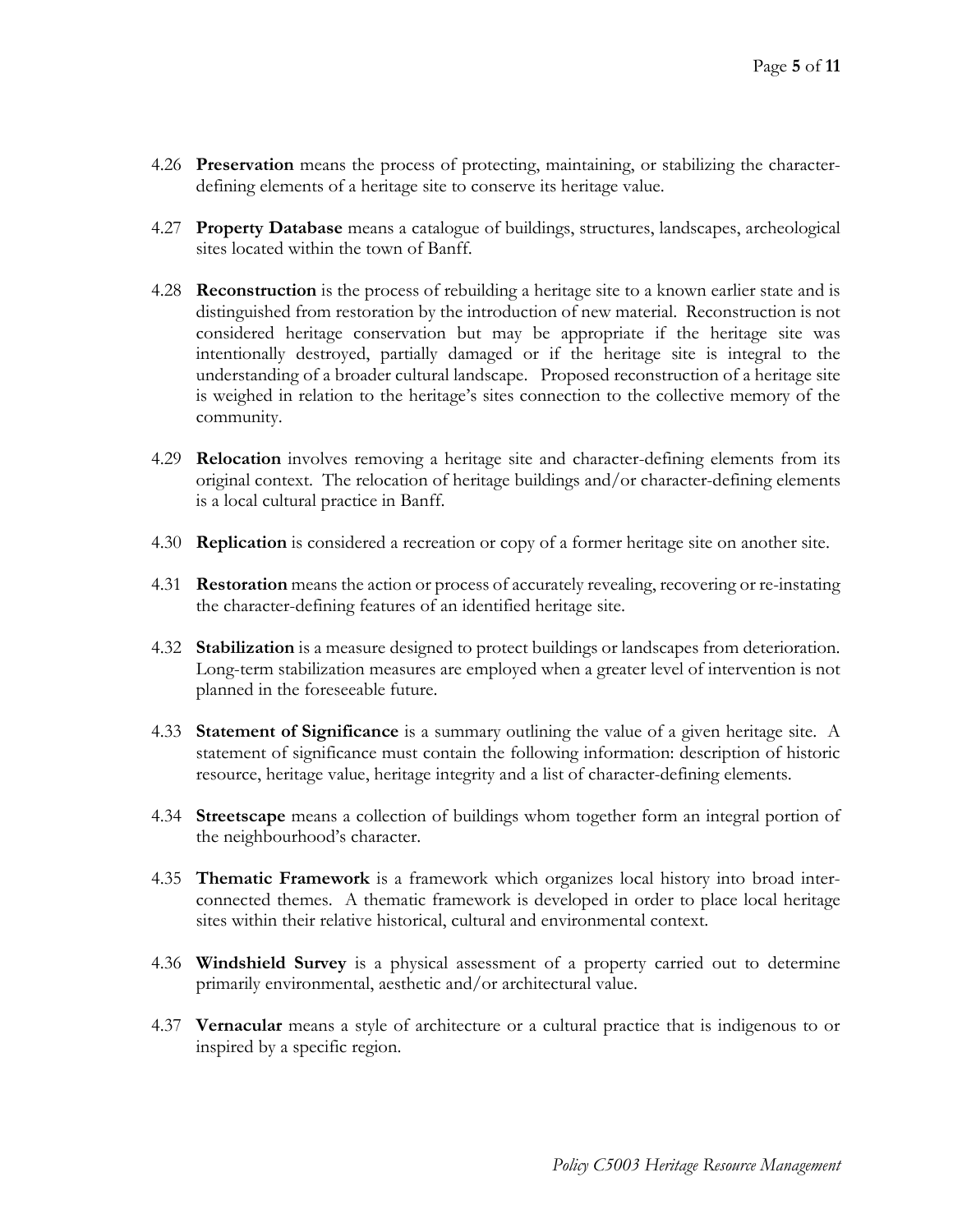4.26 **Preservation** means the process of protecting, maintaining, or stabilizing the character-defining elements of a heritage site to conserve its heritage value.

4.27 **Property Database** means a catalogue of buildings, structures, landscapes, archeological sites located within the town of Banff.

4.28 **Reconstruction** is the process of rebuilding a heritage site to a known earlier state and is distinguished from restoration by the introduction of new material. Reconstruction is not considered heritage conservation but may be appropriate if the heritage site was intentionally destroyed, partially damaged or if the heritage site is integral to the understanding of a broader cultural landscape. Proposed reconstruction of a heritage site is weighed in relation to the heritage's sites connection to the collective memory of the community.

4.29 **Relocation** involves removing a heritage site and character-defining elements from its original context. The relocation of heritage buildings and/or character-defining elements is a local cultural practice in Banff.

4.30 **Replication** is considered a recreation or copy of a former heritage site on another site.

4.31 **Restoration** means the action or process of accurately revealing, recovering or re-instating the character-defining features of an identified heritage site.

4.32 **Stabilization** is a measure designed to protect buildings or landscapes from deterioration. Long-term stabilization measures are employed when a greater level of intervention is not planned in the foreseeable future.

4.33 **Statement of Significance** is a summary outlining the value of a given heritage site. A statement of significance must contain the following information: description of historic resource, heritage value, heritage integrity and a list of character-defining elements.

4.34 **Streetscape** means a collection of buildings whom together form an integral portion of the neighbourhood's character.

4.35 **Thematic Framework** is a framework which organizes local history into broad inter-connected themes. A thematic framework is developed in order to place local heritage sites within their relative historical, cultural and environmental context.

4.36 **Windshield Survey** is a physical assessment of a property carried out to determine primarily environmental, aesthetic and/or architectural value.

4.37 **Vernacular** means a style of architecture or a cultural practice that is indigenous to or inspired by a specific region.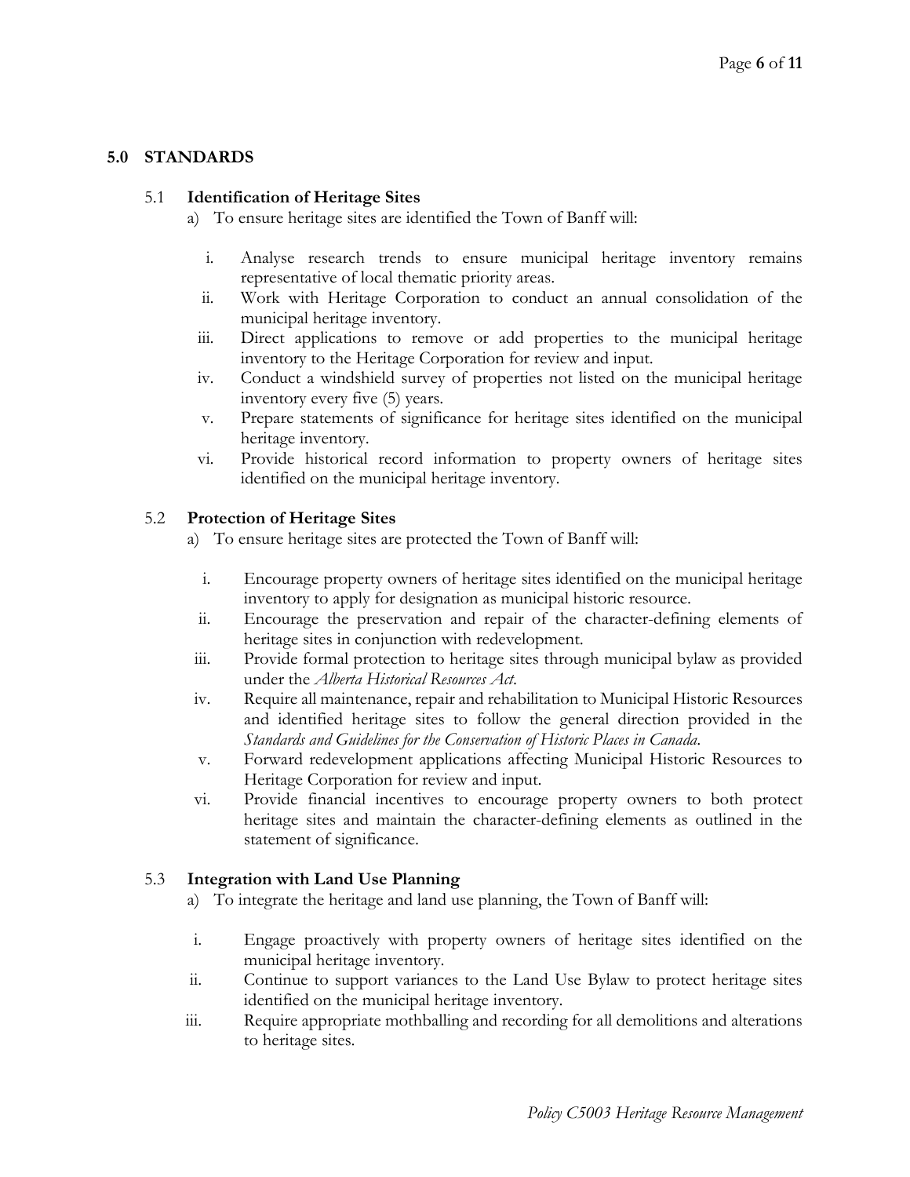## 5.0 STANDARDS

### 5.1 Identification of Heritage Sites

a) To ensure heritage sites are identified the Town of Banff will:

i. Analyse research trends to ensure municipal heritage inventory remains representative of local thematic priority areas.
ii. Work with Heritage Corporation to conduct an annual consolidation of the municipal heritage inventory.
iii. Direct applications to remove or add properties to the municipal heritage inventory to the Heritage Corporation for review and input.
iv. Conduct a windshield survey of properties not listed on the municipal heritage inventory every five (5) years.
v. Prepare statements of significance for heritage sites identified on the municipal heritage inventory.
vi. Provide historical record information to property owners of heritage sites identified on the municipal heritage inventory.

### 5.2 Protection of Heritage Sites

a) To ensure heritage sites are protected the Town of Banff will:

i. Encourage property owners of heritage sites identified on the municipal heritage inventory to apply for designation as municipal historic resource.
ii. Encourage the preservation and repair of the character-defining elements of heritage sites in conjunction with redevelopment.
iii. Provide formal protection to heritage sites through municipal bylaw as provided under the *Alberta Historical Resources Act*.
iv. Require all maintenance, repair and rehabilitation to Municipal Historic Resources and identified heritage sites to follow the general direction provided in the *Standards and Guidelines for the Conservation of Historic Places in Canada*.
v. Forward redevelopment applications affecting Municipal Historic Resources to Heritage Corporation for review and input.
vi. Provide financial incentives to encourage property owners to both protect heritage sites and maintain the character-defining elements as outlined in the statement of significance.

### 5.3 Integration with Land Use Planning

a) To integrate the heritage and land use planning, the Town of Banff will:

i. Engage proactively with property owners of heritage sites identified on the municipal heritage inventory.
ii. Continue to support variances to the Land Use Bylaw to protect heritage sites identified on the municipal heritage inventory.
iii. Require appropriate mothballing and recording for all demolitions and alterations to heritage sites.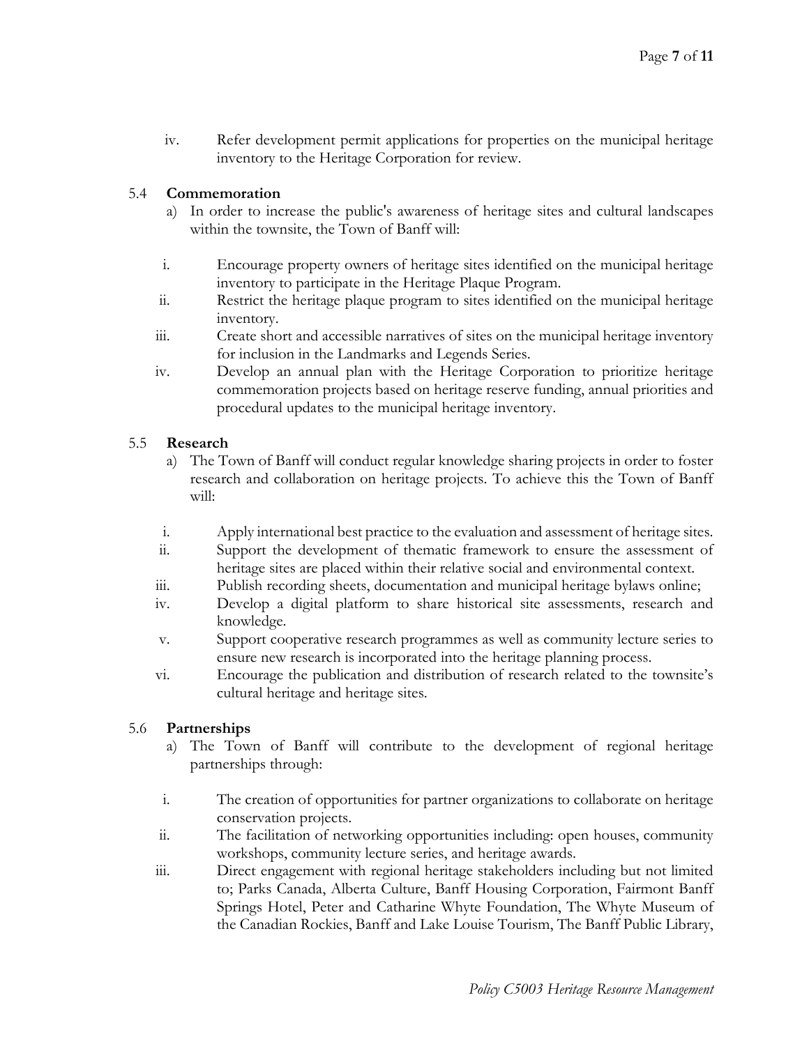iv. Refer development permit applications for properties on the municipal heritage inventory to the Heritage Corporation for review.

5.4 **Commemoration**

a) In order to increase the public's awareness of heritage sites and cultural landscapes within the townsite, the Town of Banff will:

i. Encourage property owners of heritage sites identified on the municipal heritage inventory to participate in the Heritage Plaque Program.

ii. Restrict the heritage plaque program to sites identified on the municipal heritage inventory.

iii. Create short and accessible narratives of sites on the municipal heritage inventory for inclusion in the Landmarks and Legends Series.

iv. Develop an annual plan with the Heritage Corporation to prioritize heritage commemoration projects based on heritage reserve funding, annual priorities and procedural updates to the municipal heritage inventory.

5.5 **Research**

a) The Town of Banff will conduct regular knowledge sharing projects in order to foster research and collaboration on heritage projects. To achieve this the Town of Banff will:

i. Apply international best practice to the evaluation and assessment of heritage sites.

ii. Support the development of thematic framework to ensure the assessment of heritage sites are placed within their relative social and environmental context.

iii. Publish recording sheets, documentation and municipal heritage bylaws online;

iv. Develop a digital platform to share historical site assessments, research and knowledge.

v. Support cooperative research programmes as well as community lecture series to ensure new research is incorporated into the heritage planning process.

vi. Encourage the publication and distribution of research related to the townsite's cultural heritage and heritage sites.

5.6 **Partnerships**

a) The Town of Banff will contribute to the development of regional heritage partnerships through:

i. The creation of opportunities for partner organizations to collaborate on heritage conservation projects.

ii. The facilitation of networking opportunities including: open houses, community workshops, community lecture series, and heritage awards.

iii. Direct engagement with regional heritage stakeholders including but not limited to; Parks Canada, Alberta Culture, Banff Housing Corporation, Fairmont Banff Springs Hotel, Peter and Catharine Whyte Foundation, The Whyte Museum of the Canadian Rockies, Banff and Lake Louise Tourism, The Banff Public Library,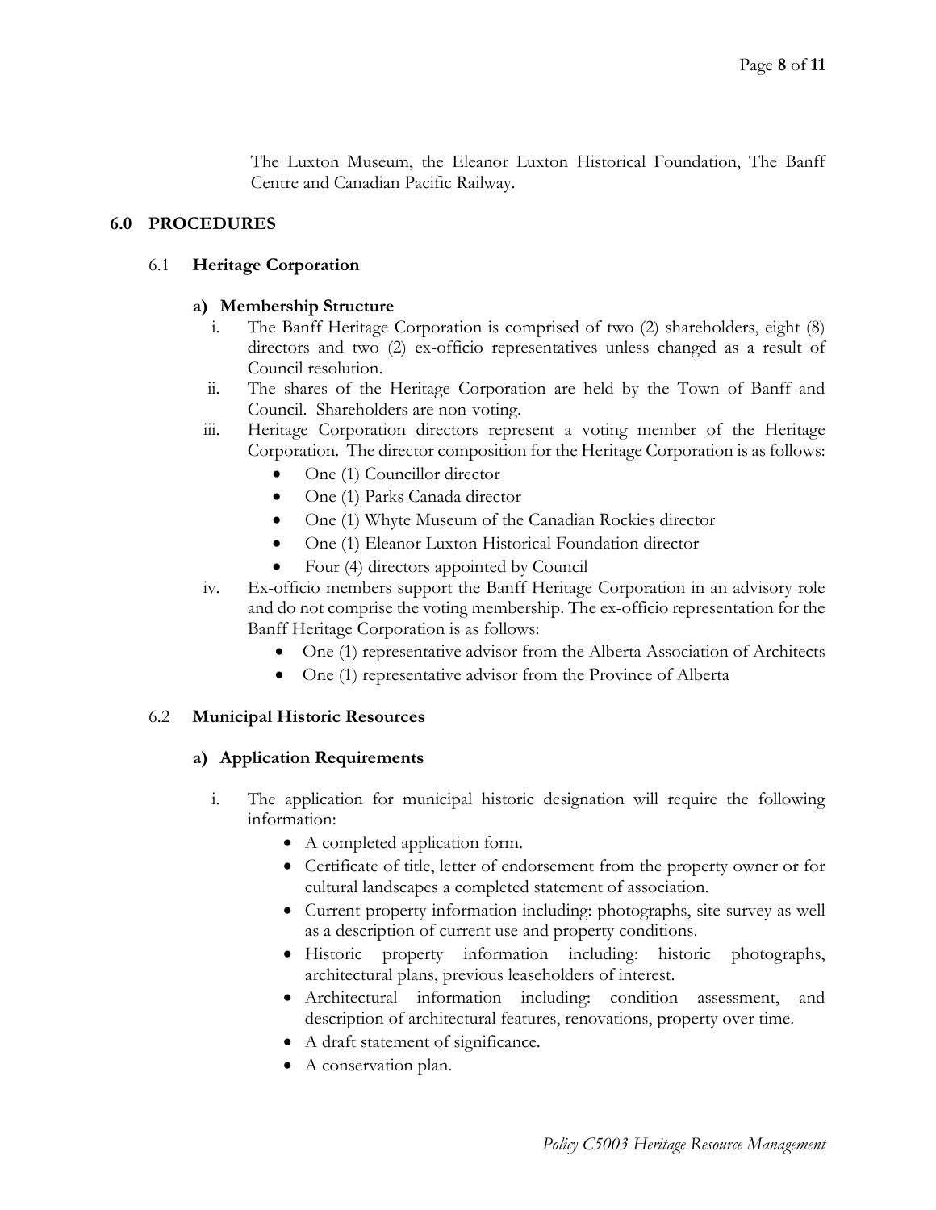The Luxton Museum, the Eleanor Luxton Historical Foundation, The Banff Centre and Canadian Pacific Railway.

## 6.0 PROCEDURES

### 6.1 Heritage Corporation

**a) Membership Structure**

i. The Banff Heritage Corporation is comprised of two (2) shareholders, eight (8) directors and two (2) ex-officio representatives unless changed as a result of Council resolution.

ii. The shares of the Heritage Corporation are held by the Town of Banff and Council. Shareholders are non-voting.

iii. Heritage Corporation directors represent a voting member of the Heritage Corporation. The director composition for the Heritage Corporation is as follows:
   - One (1) Councillor director
   - One (1) Parks Canada director
   - One (1) Whyte Museum of the Canadian Rockies director
   - One (1) Eleanor Luxton Historical Foundation director
   - Four (4) directors appointed by Council

iv. Ex-officio members support the Banff Heritage Corporation in an advisory role and do not comprise the voting membership. The ex-officio representation for the Banff Heritage Corporation is as follows:
   - One (1) representative advisor from the Alberta Association of Architects
   - One (1) representative advisor from the Province of Alberta

### 6.2 Municipal Historic Resources

**a) Application Requirements**

i. The application for municipal historic designation will require the following information:
   - A completed application form.
   - Certificate of title, letter of endorsement from the property owner or for cultural landscapes a completed statement of association.
   - Current property information including: photographs, site survey as well as a description of current use and property conditions.
   - Historic property information including: historic photographs, architectural plans, previous leaseholders of interest.
   - Architectural information including: condition assessment, and description of architectural features, renovations, property over time.
   - A draft statement of significance.
   - A conservation plan.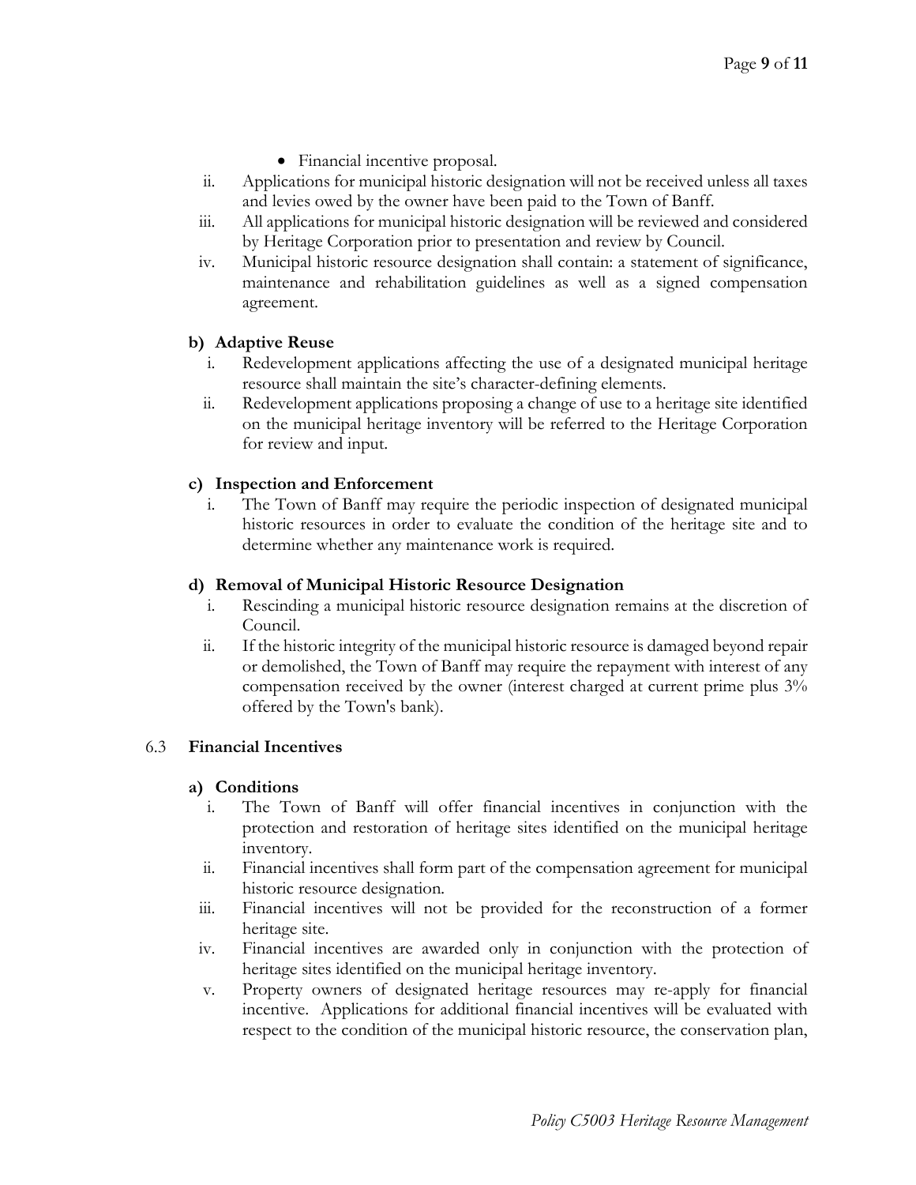- Financial incentive proposal.

ii. Applications for municipal historic designation will not be received unless all taxes and levies owed by the owner have been paid to the Town of Banff.

iii. All applications for municipal historic designation will be reviewed and considered by Heritage Corporation prior to presentation and review by Council.

iv. Municipal historic resource designation shall contain: a statement of significance, maintenance and rehabilitation guidelines as well as a signed compensation agreement.

**b) Adaptive Reuse**

i. Redevelopment applications affecting the use of a designated municipal heritage resource shall maintain the site's character-defining elements.

ii. Redevelopment applications proposing a change of use to a heritage site identified on the municipal heritage inventory will be referred to the Heritage Corporation for review and input.

**c) Inspection and Enforcement**

i. The Town of Banff may require the periodic inspection of designated municipal historic resources in order to evaluate the condition of the heritage site and to determine whether any maintenance work is required.

**d) Removal of Municipal Historic Resource Designation**

i. Rescinding a municipal historic resource designation remains at the discretion of Council.

ii. If the historic integrity of the municipal historic resource is damaged beyond repair or demolished, the Town of Banff may require the repayment with interest of any compensation received by the owner (interest charged at current prime plus 3% offered by the Town's bank).

## 6.3 Financial Incentives

**a) Conditions**

i. The Town of Banff will offer financial incentives in conjunction with the protection and restoration of heritage sites identified on the municipal heritage inventory.

ii. Financial incentives shall form part of the compensation agreement for municipal historic resource designation.

iii. Financial incentives will not be provided for the reconstruction of a former heritage site.

iv. Financial incentives are awarded only in conjunction with the protection of heritage sites identified on the municipal heritage inventory.

v. Property owners of designated heritage resources may re-apply for financial incentive. Applications for additional financial incentives will be evaluated with respect to the condition of the municipal historic resource, the conservation plan,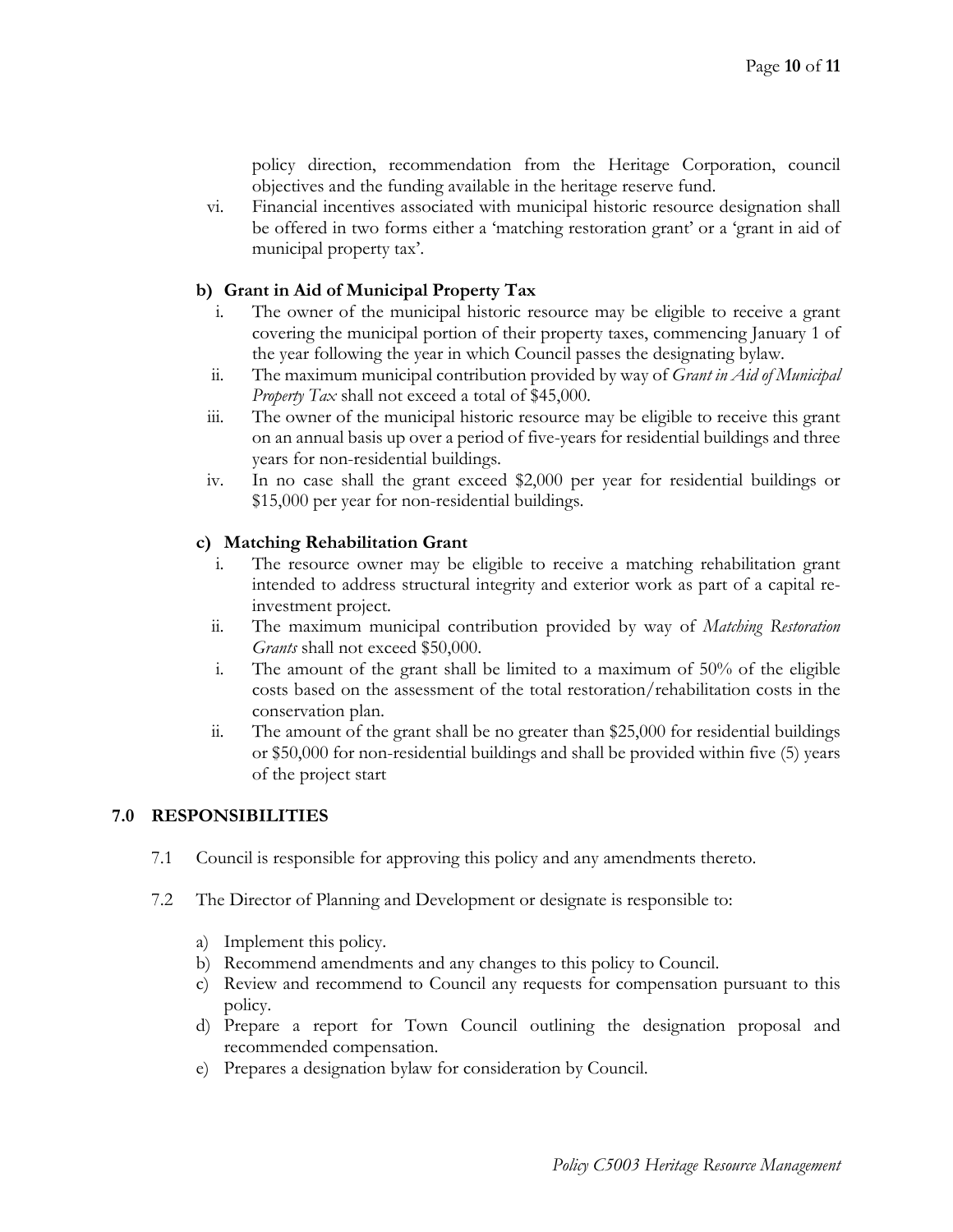policy direction, recommendation from the Heritage Corporation, council objectives and the funding available in the heritage reserve fund.

vi. Financial incentives associated with municipal historic resource designation shall be offered in two forms either a 'matching restoration grant' or a 'grant in aid of municipal property tax'.

**b) Grant in Aid of Municipal Property Tax**

i. The owner of the municipal historic resource may be eligible to receive a grant covering the municipal portion of their property taxes, commencing January 1 of the year following the year in which Council passes the designating bylaw.

ii. The maximum municipal contribution provided by way of *Grant in Aid of Municipal Property Tax* shall not exceed a total of $45,000.

iii. The owner of the municipal historic resource may be eligible to receive this grant on an annual basis up over a period of five-years for residential buildings and three years for non-residential buildings.

iv. In no case shall the grant exceed $2,000 per year for residential buildings or $15,000 per year for non-residential buildings.

**c) Matching Rehabilitation Grant**

i. The resource owner may be eligible to receive a matching rehabilitation grant intended to address structural integrity and exterior work as part of a capital re-investment project.

ii. The maximum municipal contribution provided by way of *Matching Restoration Grants* shall not exceed $50,000.

i. The amount of the grant shall be limited to a maximum of 50% of the eligible costs based on the assessment of the total restoration/rehabilitation costs in the conservation plan.

ii. The amount of the grant shall be no greater than $25,000 for residential buildings or $50,000 for non-residential buildings and shall be provided within five (5) years of the project start

## 7.0 RESPONSIBILITIES

7.1 Council is responsible for approving this policy and any amendments thereto.

7.2 The Director of Planning and Development or designate is responsible to:

a) Implement this policy.
b) Recommend amendments and any changes to this policy to Council.
c) Review and recommend to Council any requests for compensation pursuant to this policy.
d) Prepare a report for Town Council outlining the designation proposal and recommended compensation.
e) Prepares a designation bylaw for consideration by Council.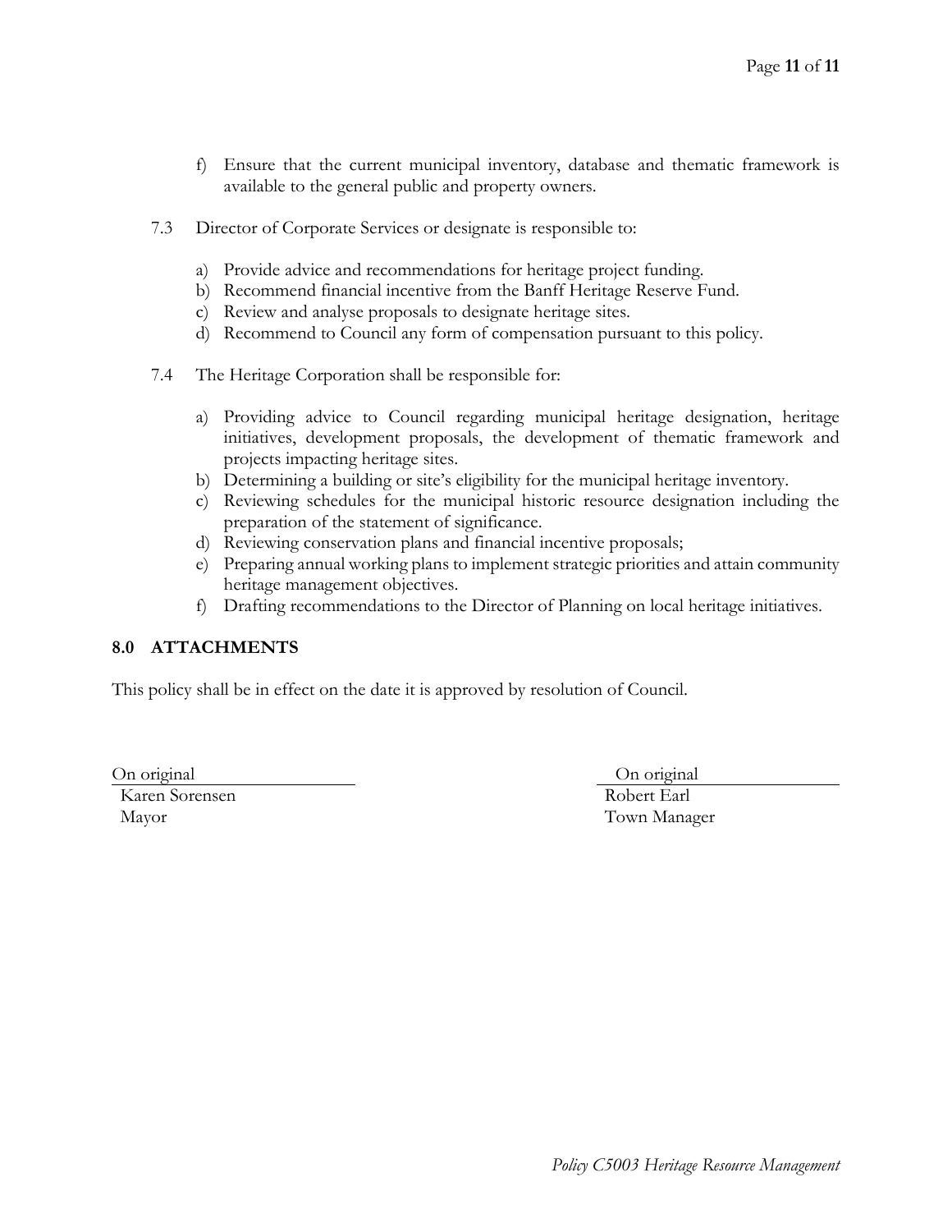f) Ensure that the current municipal inventory, database and thematic framework is available to the general public and property owners.

7.3 Director of Corporate Services or designate is responsible to:

a) Provide advice and recommendations for heritage project funding.
b) Recommend financial incentive from the Banff Heritage Reserve Fund.
c) Review and analyse proposals to designate heritage sites.
d) Recommend to Council any form of compensation pursuant to this policy.

7.4 The Heritage Corporation shall be responsible for:

a) Providing advice to Council regarding municipal heritage designation, heritage initiatives, development proposals, the development of thematic framework and projects impacting heritage sites.
b) Determining a building or site's eligibility for the municipal heritage inventory.
c) Reviewing schedules for the municipal historic resource designation including the preparation of the statement of significance.
d) Reviewing conservation plans and financial incentive proposals;
e) Preparing annual working plans to implement strategic priorities and attain community heritage management objectives.
f) Drafting recommendations to the Director of Planning on local heritage initiatives.

## 8.0 ATTACHMENTS

This policy shall be in effect on the date it is approved by resolution of Council.

On original
Karen Sorensen
Mayor

On original
Robert Earl
Town Manager

*Policy C5003 Heritage Resource Management*